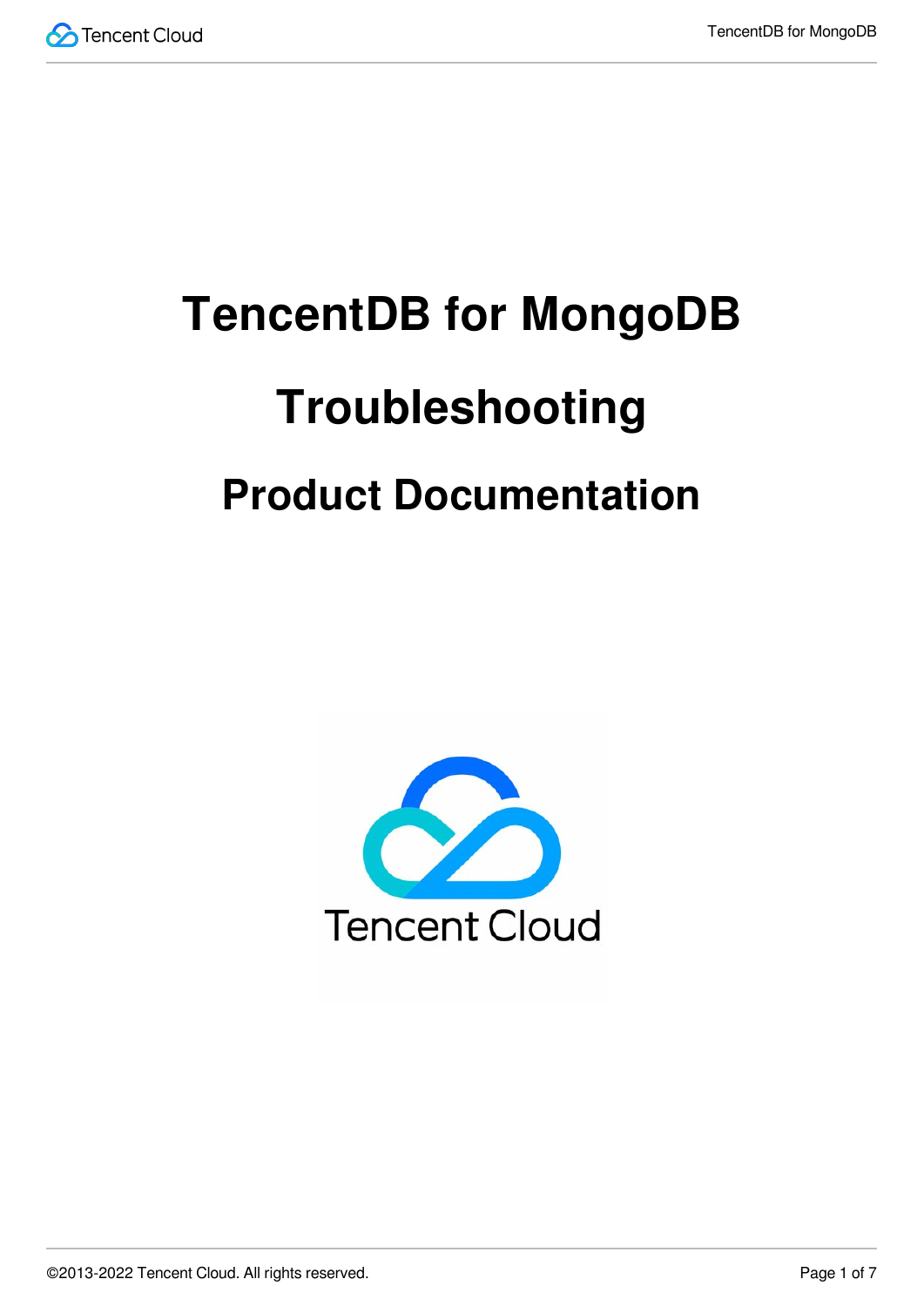# TencentDB for MongoDB

# Troubleshooting

## Product Documentation

©2013-2022 Tencent Cloud. All rights reserved.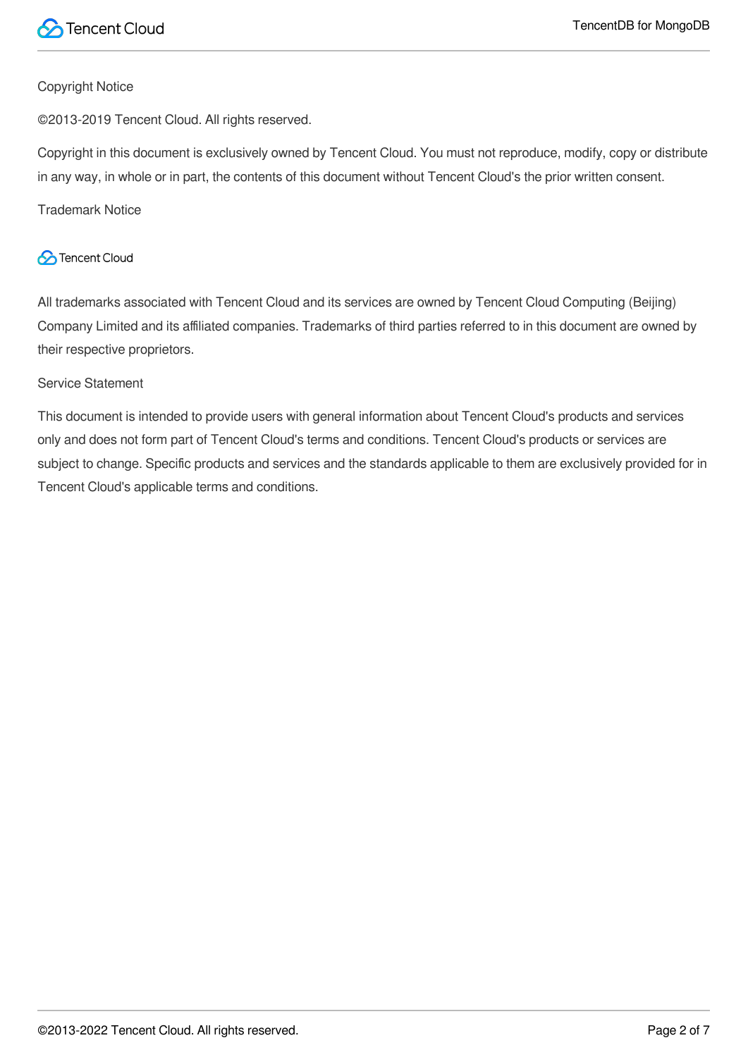Copyright Notice

©2013-2019 Tencent Cloud. All rights reserved.

Copyright in this document is exclusively owned by Tencent Cloud. You must not reproduce, modify, copy or distribute in any way, in whole or in part, the contents of this document without Tencent Cloud's the prior written consent.

Trademark Notice

Tencent Cloud

All trademarks associated with Tencent Cloud and its services are owned by Tencent Cloud Computing (Beijing) Company Limited and its affiliated companies. Trademarks of third parties referred to in this document are owned by their respective proprietors.

Service Statement

This document is intended to provide users with general information about Tencent Cloud's products and services only and does not form part of Tencent Cloud's terms and conditions. Tencent Cloud's products or services are subject to change. Specific products and services and the standards applicable to them are exclusively provided for in Tencent Cloud's applicable terms and conditions.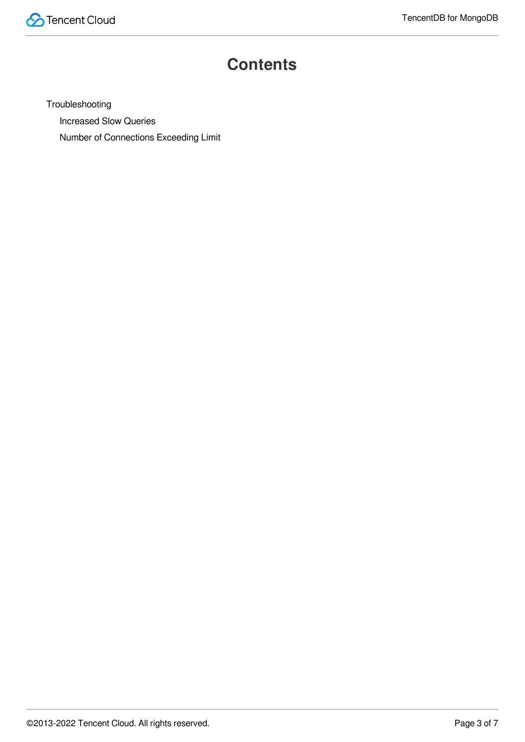# Contents

- Troubleshooting
  - Increased Slow Queries
  - Number of Connections Exceeding Limit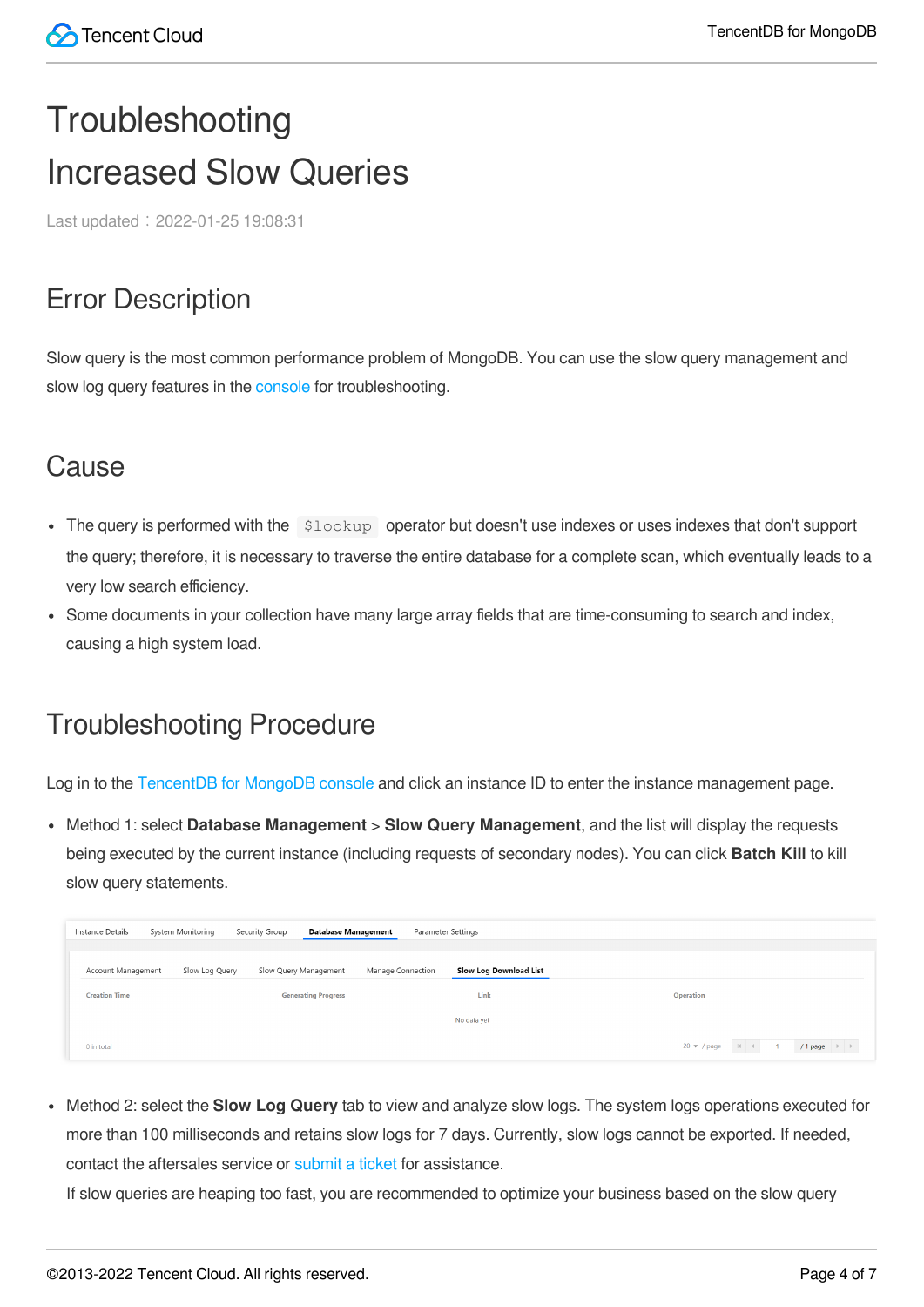# Troubleshooting

# Increased Slow Queries

Last updated：2022-01-25 19:08:31

## Error Description

Slow query is the most common performance problem of MongoDB. You can use the slow query management and slow log query features in the console for troubleshooting.

## Cause

- The query is performed with the `$lookup` operator but doesn't use indexes or uses indexes that don't support the query; therefore, it is necessary to traverse the entire database for a complete scan, which eventually leads to a very low search efficiency.
- Some documents in your collection have many large array fields that are time-consuming to search and index, causing a high system load.

## Troubleshooting Procedure

Log in to the TencentDB for MongoDB console and click an instance ID to enter the instance management page.

- Method 1: select **Database Management** > **Slow Query Management**, and the list will display the requests being executed by the current instance (including requests of secondary nodes). You can click **Batch Kill** to kill slow query statements.

- Method 2: select the **Slow Log Query** tab to view and analyze slow logs. The system logs operations executed for more than 100 milliseconds and retains slow logs for 7 days. Currently, slow logs cannot be exported. If needed, contact the aftersales service or submit a ticket for assistance.
  If slow queries are heaping too fast, you are recommended to optimize your business based on the slow query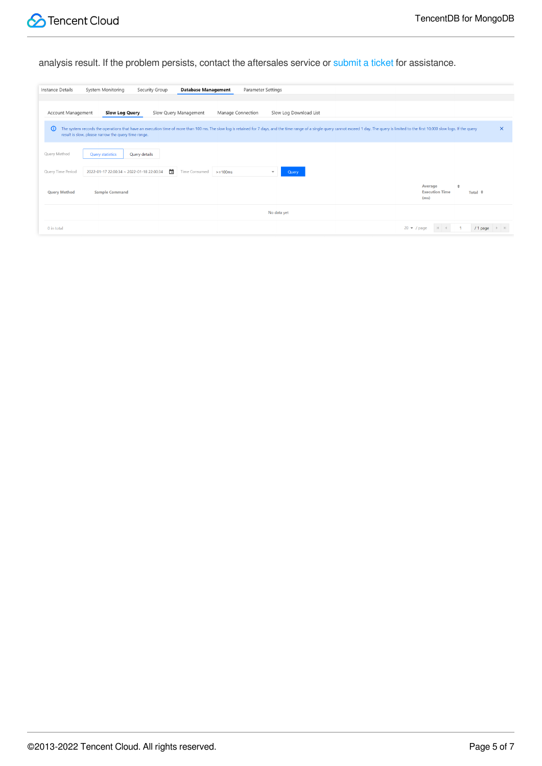analysis result. If the problem persists, contact the aftersales service or submit a ticket for assistance.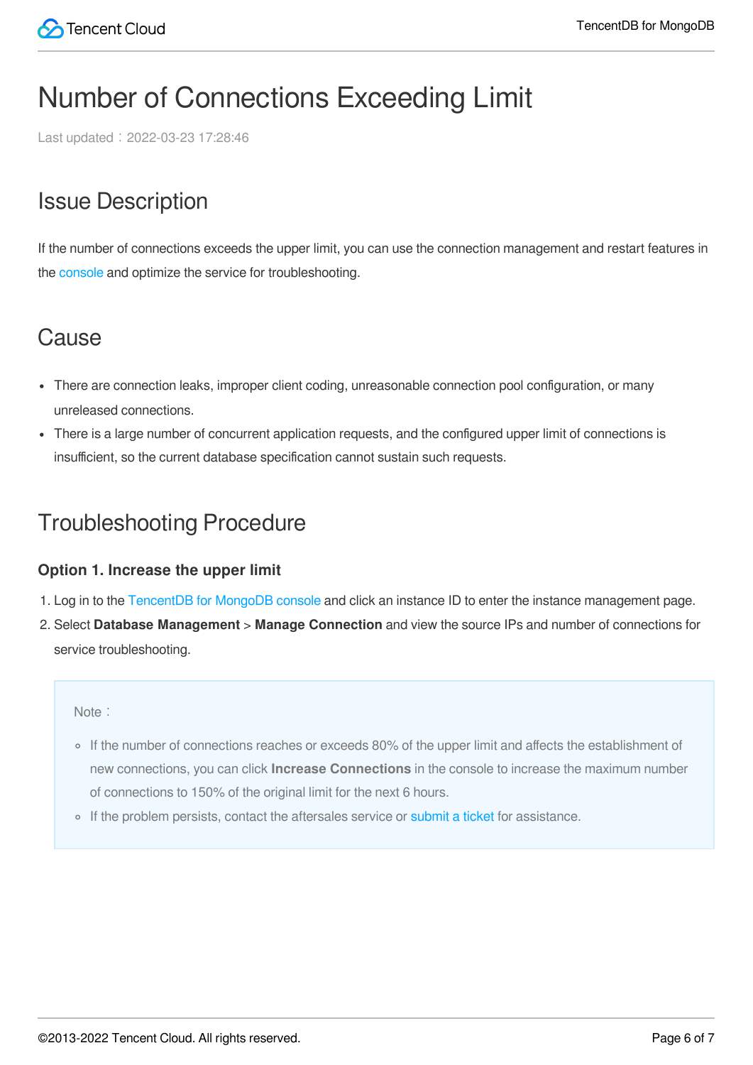# Number of Connections Exceeding Limit

Last updated：2022-03-23 17:28:46

## Issue Description

If the number of connections exceeds the upper limit, you can use the connection management and restart features in the console and optimize the service for troubleshooting.

## Cause

- There are connection leaks, improper client coding, unreasonable connection pool configuration, or many unreleased connections.
- There is a large number of concurrent application requests, and the configured upper limit of connections is insufficient, so the current database specification cannot sustain such requests.

## Troubleshooting Procedure

**Option 1. Increase the upper limit**

1. Log in to the TencentDB for MongoDB console and click an instance ID to enter the instance management page.
2. Select **Database Management** > **Manage Connection** and view the source IPs and number of connections for service troubleshooting.

> Note：
>
> - If the number of connections reaches or exceeds 80% of the upper limit and affects the establishment of new connections, you can click **Increase Connections** in the console to increase the maximum number of connections to 150% of the original limit for the next 6 hours.
> - If the problem persists, contact the aftersales service or submit a ticket for assistance.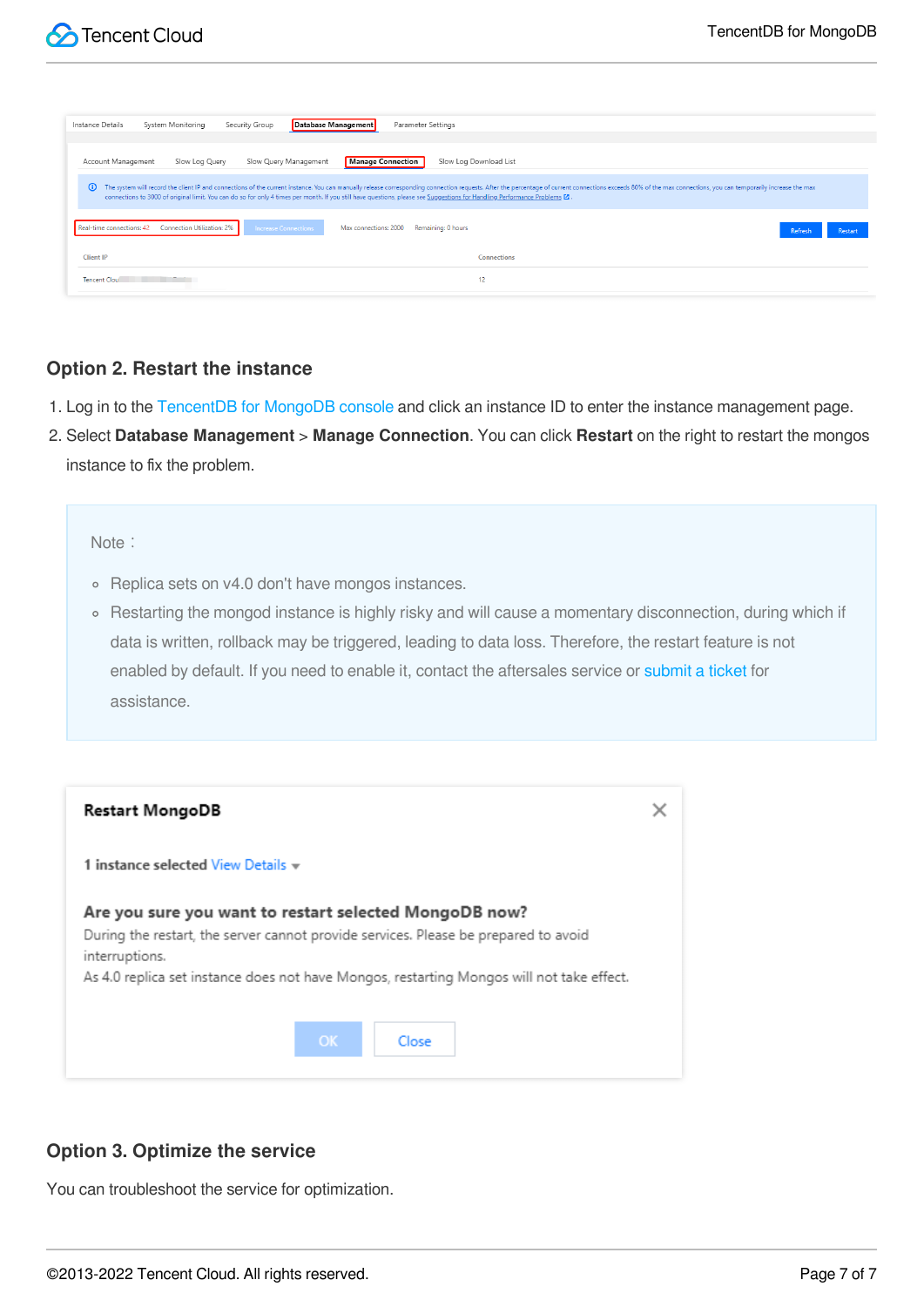## Option 2. Restart the instance

1. Log in to the TencentDB for MongoDB console and click an instance ID to enter the instance management page.
2. Select **Database Management** > **Manage Connection**. You can click **Restart** on the right to restart the mongos instance to fix the problem.

> Note：
>
> - Replica sets on v4.0 don't have mongos instances.
> - Restarting the mongod instance is highly risky and will cause a momentary disconnection, during which if data is written, rollback may be triggered, leading to data loss. Therefore, the restart feature is not enabled by default. If you need to enable it, contact the aftersales service or submit a ticket for assistance.

## Option 3. Optimize the service

You can troubleshoot the service for optimization.